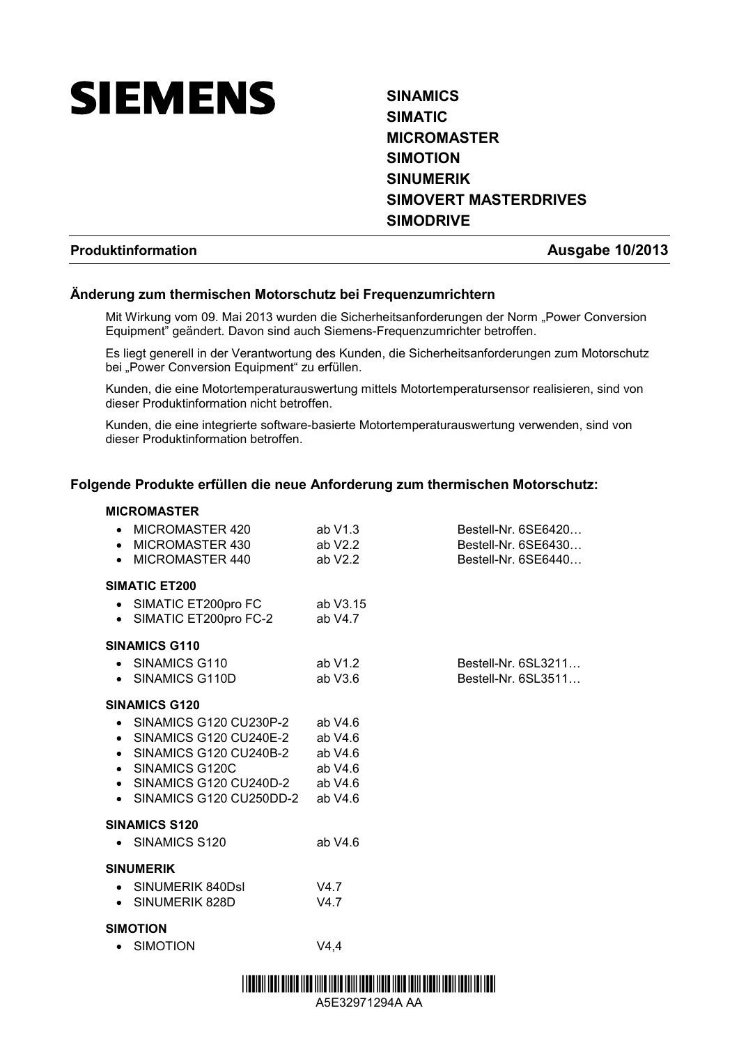# SIEMENS

**SINAMICS**
**SIMATIC**
**MICROMASTER**
**SIMOTION**
**SINUMERIK**
**SIMOVERT MASTERDRIVES**
**SIMODRIVE**

**Produktinformation** **Ausgabe 10/2013**

## Änderung zum thermischen Motorschutz bei Frequenzumrichtern

Mit Wirkung vom 09. Mai 2013 wurden die Sicherheitsanforderungen der Norm „Power Conversion Equipment" geändert. Davon sind auch Siemens-Frequenzumrichter betroffen.

Es liegt generell in der Verantwortung des Kunden, die Sicherheitsanforderungen zum Motorschutz bei „Power Conversion Equipment" zu erfüllen.

Kunden, die eine Motortemperaturauswertung mittels Motortemperatursensor realisieren, sind von dieser Produktinformation nicht betroffen.

Kunden, die eine integrierte software-basierte Motortemperaturauswertung verwenden, sind von dieser Produktinformation betroffen.

## Folgende Produkte erfüllen die neue Anforderung zum thermischen Motorschutz:

**MICROMASTER**

- MICROMASTER 420 ab V1.3 Bestell-Nr. 6SE6420…
- MICROMASTER 430 ab V2.2 Bestell-Nr. 6SE6430…
- MICROMASTER 440 ab V2.2 Bestell-Nr. 6SE6440…

**SIMATIC ET200**

- SIMATIC ET200pro FC ab V3.15
- SIMATIC ET200pro FC-2 ab V4.7

**SINAMICS G110**

- SINAMICS G110 ab V1.2 Bestell-Nr. 6SL3211…
- SINAMICS G110D ab V3.6 Bestell-Nr. 6SL3511…

**SINAMICS G120**

- SINAMICS G120 CU230P-2 ab V4.6
- SINAMICS G120 CU240E-2 ab V4.6
- SINAMICS G120 CU240B-2 ab V4.6
- SINAMICS G120C ab V4.6
- SINAMICS G120 CU240D-2 ab V4.6
- SINAMICS G120 CU250DD-2 ab V4.6

**SINAMICS S120**

- SINAMICS S120 ab V4.6

**SINUMERIK**

- SINUMERIK 840Dsl V4.7
- SINUMERIK 828D V4.7

**SIMOTION**

- SIMOTION V4,4

A5E32971294A AA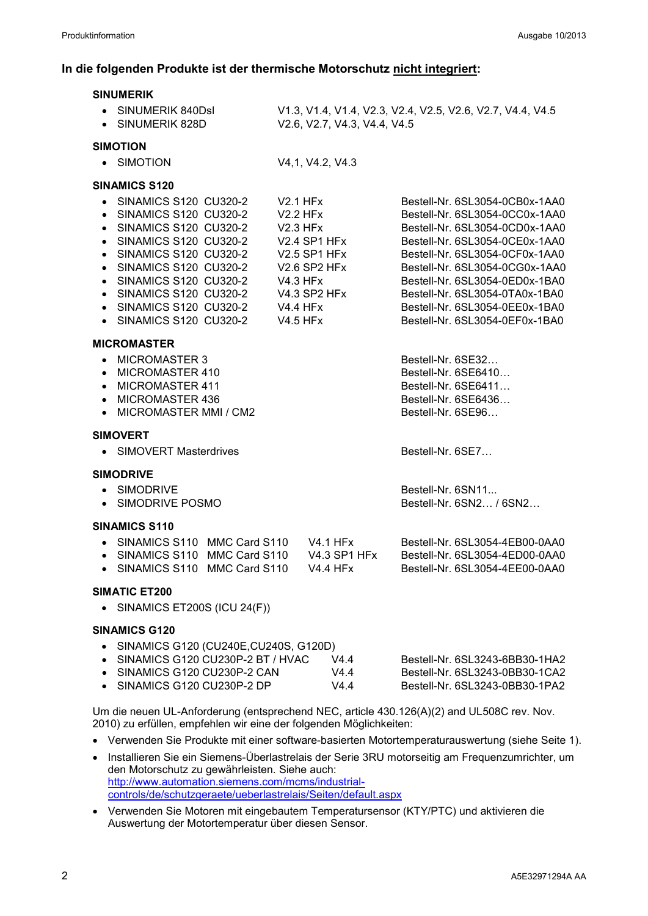## In die folgenden Produkte ist der thermische Motorschutz nicht integriert:

### SINUMERIK

- SINUMERIK 840Dsl — V1.3, V1.4, V1.4, V2.3, V2.4, V2.5, V2.6, V2.7, V4.4, V4.5
- SINUMERIK 828D — V2.6, V2.7, V4.3, V4.4, V4.5

### SIMOTION

- SIMOTION — V4,1, V4.2, V4.3

### SINAMICS S120

| Produkt | Version | Bestell-Nr. |
|---|---|---|
| SINAMICS S120 CU320-2 | V2.1 HFx | Bestell-Nr. 6SL3054-0CB0x-1AA0 |
| SINAMICS S120 CU320-2 | V2.2 HFx | Bestell-Nr. 6SL3054-0CC0x-1AA0 |
| SINAMICS S120 CU320-2 | V2.3 HFx | Bestell-Nr. 6SL3054-0CD0x-1AA0 |
| SINAMICS S120 CU320-2 | V2.4 SP1 HFx | Bestell-Nr. 6SL3054-0CE0x-1AA0 |
| SINAMICS S120 CU320-2 | V2.5 SP1 HFx | Bestell-Nr. 6SL3054-0CF0x-1AA0 |
| SINAMICS S120 CU320-2 | V2.6 SP2 HFx | Bestell-Nr. 6SL3054-0CG0x-1AA0 |
| SINAMICS S120 CU320-2 | V4.3 HFx | Bestell-Nr. 6SL3054-0ED0x-1BA0 |
| SINAMICS S120 CU320-2 | V4.3 SP2 HFx | Bestell-Nr. 6SL3054-0TA0x-1BA0 |
| SINAMICS S120 CU320-2 | V4.4 HFx | Bestell-Nr. 6SL3054-0EE0x-1BA0 |
| SINAMICS S120 CU320-2 | V4.5 HFx | Bestell-Nr. 6SL3054-0EF0x-1BA0 |

### MICROMASTER

- MICROMASTER 3 — Bestell-Nr. 6SE32…
- MICROMASTER 410 — Bestell-Nr. 6SE6410…
- MICROMASTER 411 — Bestell-Nr. 6SE6411…
- MICROMASTER 436 — Bestell-Nr. 6SE6436…
- MICROMASTER MMI / CM2 — Bestell-Nr. 6SE96…

### SIMOVERT

- SIMOVERT Masterdrives — Bestell-Nr. 6SE7…

### SIMODRIVE

- SIMODRIVE — Bestell-Nr. 6SN11...
- SIMODRIVE POSMO — Bestell-Nr. 6SN2… / 6SN2…

### SINAMICS S110

| Produkt | Version | Bestell-Nr. |
|---|---|---|
| SINAMICS S110 MMC Card S110 | V4.1 HFx | Bestell-Nr. 6SL3054-4EB00-0AA0 |
| SINAMICS S110 MMC Card S110 | V4.3 SP1 HFx | Bestell-Nr. 6SL3054-4ED00-0AA0 |
| SINAMICS S110 MMC Card S110 | V4.4 HFx | Bestell-Nr. 6SL3054-4EE00-0AA0 |

### SIMATIC ET200

- SINAMICS ET200S (ICU 24(F))

### SINAMICS G120

- SINAMICS G120 (CU240E,CU240S, G120D)
- SINAMICS G120 CU230P-2 BT / HVAC — V4.4 — Bestell-Nr. 6SL3243-6BB30-1HA2
- SINAMICS G120 CU230P-2 CAN — V4.4 — Bestell-Nr. 6SL3243-0BB30-1CA2
- SINAMICS G120 CU230P-2 DP — V4.4 — Bestell-Nr. 6SL3243-0BB30-1PA2

Um die neuen UL-Anforderung (entsprechend NEC, article 430.126(A)(2) and UL508C rev. Nov. 2010) zu erfüllen, empfehlen wir eine der folgenden Möglichkeiten:

- Verwenden Sie Produkte mit einer software-basierten Motortemperaturauswertung (siehe Seite 1).
- Installieren Sie ein Siemens-Überlastrelais der Serie 3RU motorseitig am Frequenzumrichter, um den Motorschutz zu gewährleisten. Siehe auch: http://www.automation.siemens.com/mcms/industrial-controls/de/schutzgeraete/ueberlastrelais/Seiten/default.aspx
- Verwenden Sie Motoren mit eingebautem Temperatursensor (KTY/PTC) und aktivieren die Auswertung der Motortemperatur über diesen Sensor.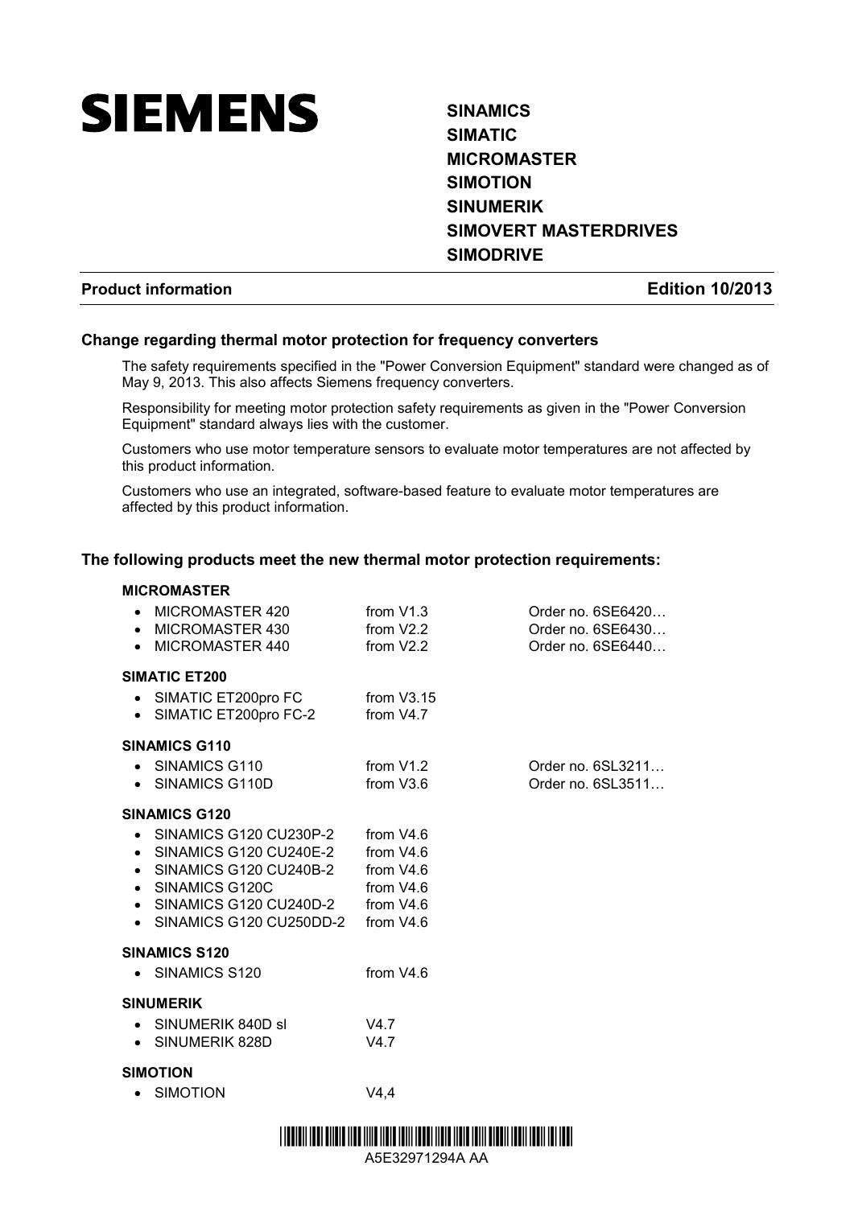# SIEMENS

**SINAMICS**
**SIMATIC**
**MICROMASTER**
**SIMOTION**
**SINUMERIK**
**SIMOVERT MASTERDRIVES**
**SIMODRIVE**

**Product information** **Edition 10/2013**

## Change regarding thermal motor protection for frequency converters

The safety requirements specified in the "Power Conversion Equipment" standard were changed as of May 9, 2013. This also affects Siemens frequency converters.

Responsibility for meeting motor protection safety requirements as given in the "Power Conversion Equipment" standard always lies with the customer.

Customers who use motor temperature sensors to evaluate motor temperatures are not affected by this product information.

Customers who use an integrated, software-based feature to evaluate motor temperatures are affected by this product information.

## The following products meet the new thermal motor protection requirements:

**MICROMASTER**

- MICROMASTER 420 from V1.3 Order no. 6SE6420…
- MICROMASTER 430 from V2.2 Order no. 6SE6430…
- MICROMASTER 440 from V2.2 Order no. 6SE6440…

**SIMATIC ET200**

- SIMATIC ET200pro FC from V3.15
- SIMATIC ET200pro FC-2 from V4.7

**SINAMICS G110**

- SINAMICS G110 from V1.2 Order no. 6SL3211…
- SINAMICS G110D from V3.6 Order no. 6SL3511…

**SINAMICS G120**

- SINAMICS G120 CU230P-2 from V4.6
- SINAMICS G120 CU240E-2 from V4.6
- SINAMICS G120 CU240B-2 from V4.6
- SINAMICS G120C from V4.6
- SINAMICS G120 CU240D-2 from V4.6
- SINAMICS G120 CU250DD-2 from V4.6

**SINAMICS S120**

- SINAMICS S120 from V4.6

**SINUMERIK**

- SINUMERIK 840D sl V4.7
- SINUMERIK 828D V4.7

**SIMOTION**

- SIMOTION V4,4

A5E32971294A AA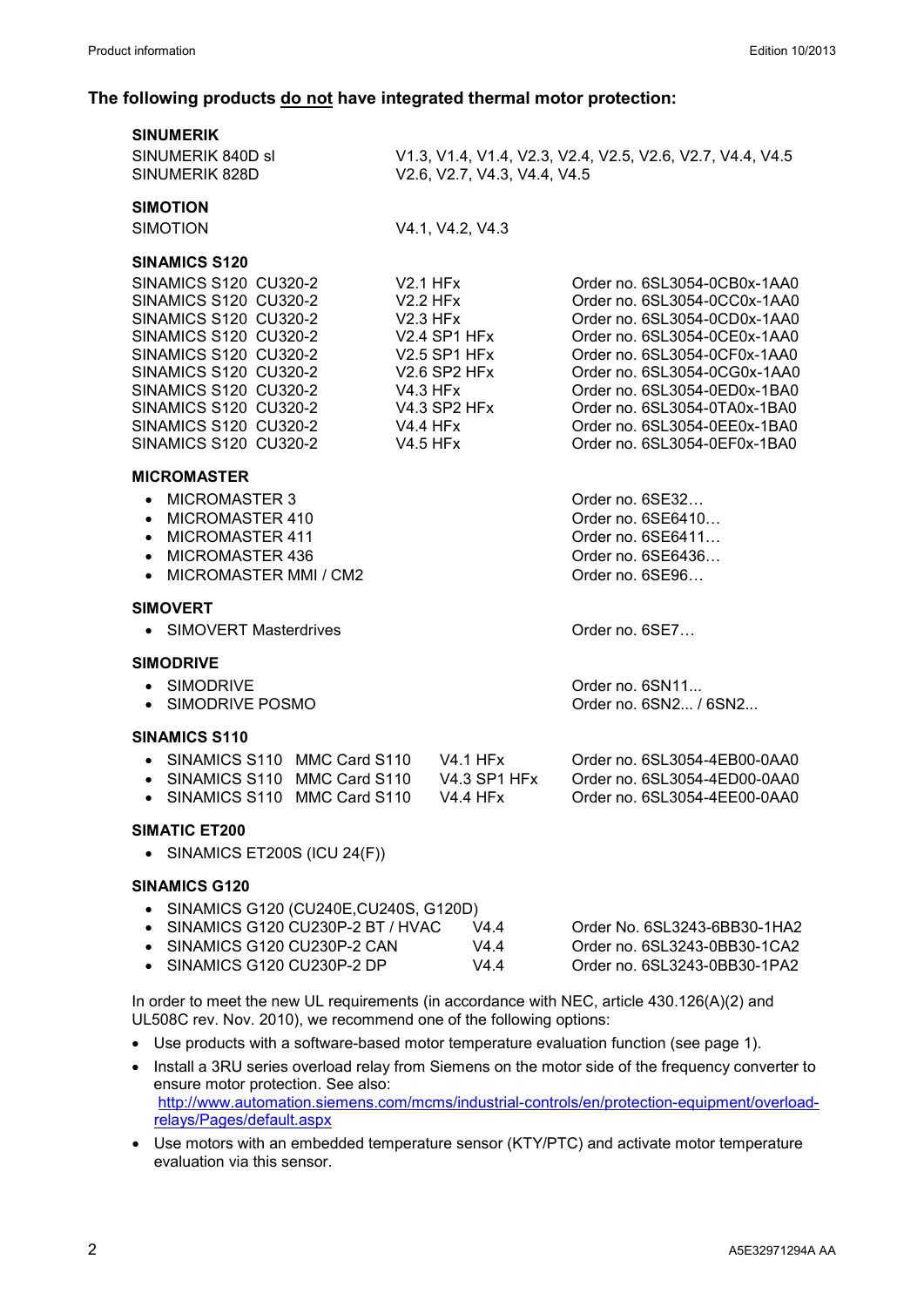## The following products do not have integrated thermal motor protection:

### SINUMERIK

| | |
|---|---|
| SINUMERIK 840D sl | V1.3, V1.4, V1.4, V2.3, V2.4, V2.5, V2.6, V2.7, V4.4, V4.5 |
| SINUMERIK 828D | V2.6, V2.7, V4.3, V4.4, V4.5 |

### SIMOTION

| | |
|---|---|
| SIMOTION | V4.1, V4.2, V4.3 |

### SINAMICS S120

| | | |
|---|---|---|
| SINAMICS S120 CU320-2 | V2.1 HFx | Order no. 6SL3054-0CB0x-1AA0 |
| SINAMICS S120 CU320-2 | V2.2 HFx | Order no. 6SL3054-0CC0x-1AA0 |
| SINAMICS S120 CU320-2 | V2.3 HFx | Order no. 6SL3054-0CD0x-1AA0 |
| SINAMICS S120 CU320-2 | V2.4 SP1 HFx | Order no. 6SL3054-0CE0x-1AA0 |
| SINAMICS S120 CU320-2 | V2.5 SP1 HFx | Order no. 6SL3054-0CF0x-1AA0 |
| SINAMICS S120 CU320-2 | V2.6 SP2 HFx | Order no. 6SL3054-0CG0x-1AA0 |
| SINAMICS S120 CU320-2 | V4.3 HFx | Order no. 6SL3054-0ED0x-1BA0 |
| SINAMICS S120 CU320-2 | V4.3 SP2 HFx | Order no. 6SL3054-0TA0x-1BA0 |
| SINAMICS S120 CU320-2 | V4.4 HFx | Order no. 6SL3054-0EE0x-1BA0 |
| SINAMICS S120 CU320-2 | V4.5 HFx | Order no. 6SL3054-0EF0x-1BA0 |

### MICROMASTER

- MICROMASTER 3 — Order no. 6SE32…
- MICROMASTER 410 — Order no. 6SE6410…
- MICROMASTER 411 — Order no. 6SE6411…
- MICROMASTER 436 — Order no. 6SE6436…
- MICROMASTER MMI / CM2 — Order no. 6SE96…

### SIMOVERT

- SIMOVERT Masterdrives — Order no. 6SE7…

### SIMODRIVE

- SIMODRIVE — Order no. 6SN11...
- SIMODRIVE POSMO — Order no. 6SN2... / 6SN2...

### SINAMICS S110

- SINAMICS S110 MMC Card S110 V4.1 HFx — Order no. 6SL3054-4EB00-0AA0
- SINAMICS S110 MMC Card S110 V4.3 SP1 HFx — Order no. 6SL3054-4ED00-0AA0
- SINAMICS S110 MMC Card S110 V4.4 HFx — Order no. 6SL3054-4EE00-0AA0

### SIMATIC ET200

- SINAMICS ET200S (ICU 24(F))

### SINAMICS G120

- SINAMICS G120 (CU240E,CU240S, G120D)
- SINAMICS G120 CU230P-2 BT / HVAC V4.4 — Order No. 6SL3243-6BB30-1HA2
- SINAMICS G120 CU230P-2 CAN V4.4 — Order no. 6SL3243-0BB30-1CA2
- SINAMICS G120 CU230P-2 DP V4.4 — Order no. 6SL3243-0BB30-1PA2

In order to meet the new UL requirements (in accordance with NEC, article 430.126(A)(2) and UL508C rev. Nov. 2010), we recommend one of the following options:

- Use products with a software-based motor temperature evaluation function (see page 1).
- Install a 3RU series overload relay from Siemens on the motor side of the frequency converter to ensure motor protection. See also: http://www.automation.siemens.com/mcms/industrial-controls/en/protection-equipment/overload-relays/Pages/default.aspx
- Use motors with an embedded temperature sensor (KTY/PTC) and activate motor temperature evaluation via this sensor.